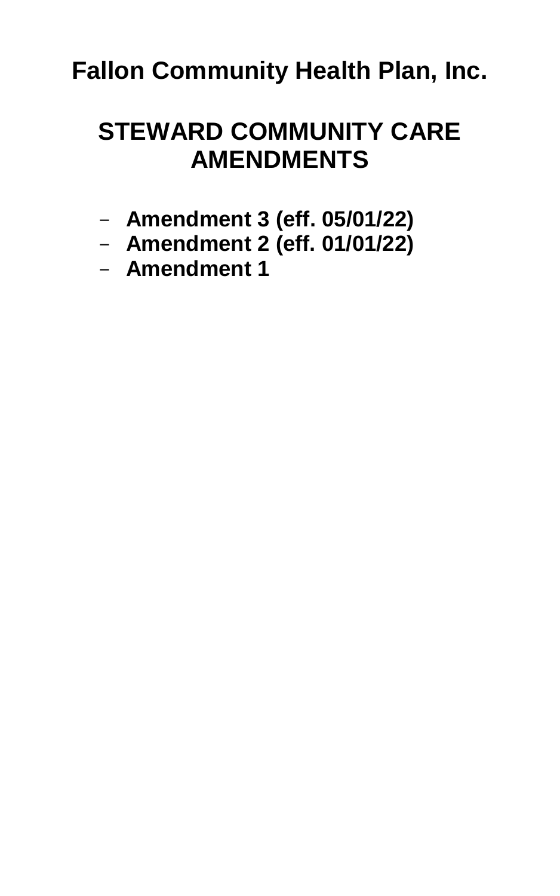# Fallon Community Health Plan, Inc.

## STEWARD COMMUNITY CARE AMENDMENTS

- **Amendment 3 (eff. 05/01/22)**
- **Amendment 2 (eff. 01/01/22)**
- **Amendment 1**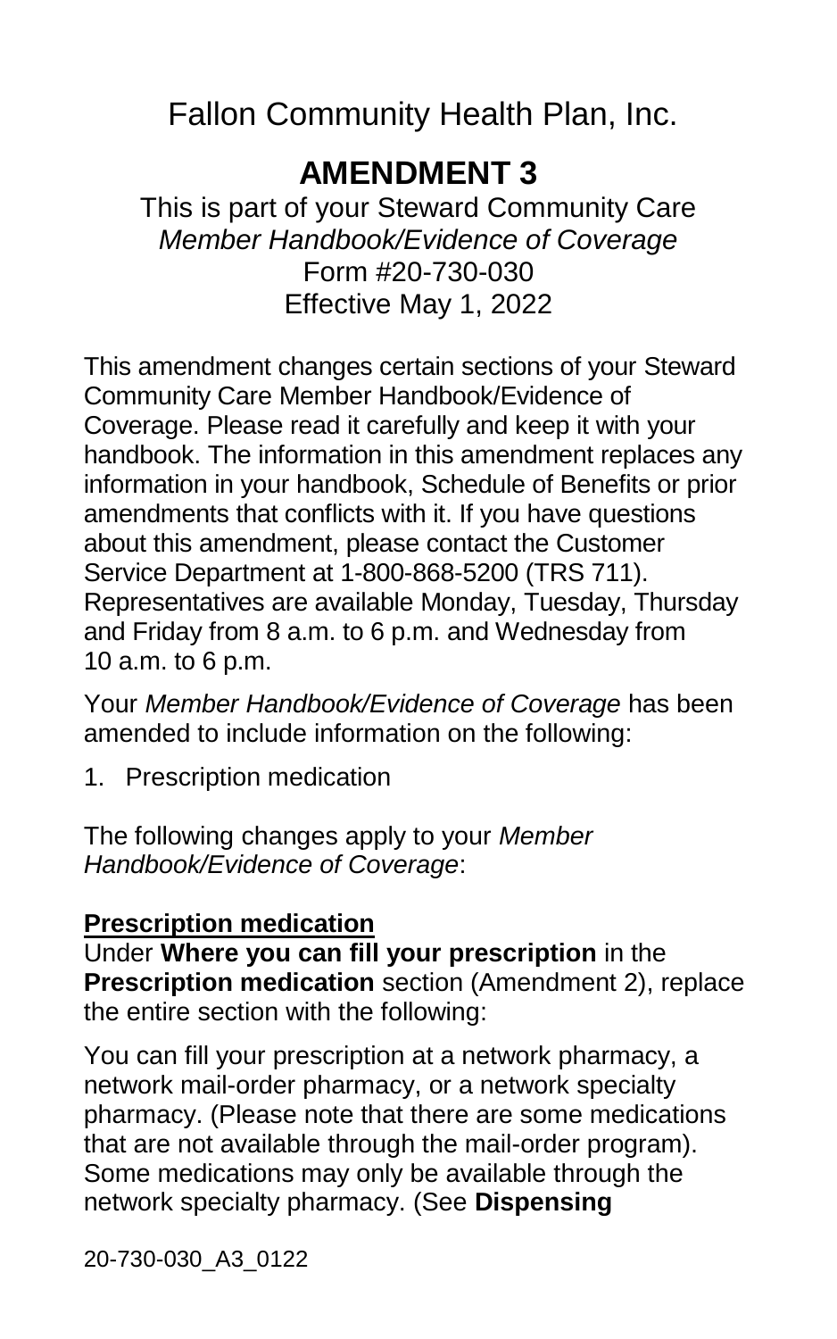# Fallon Community Health Plan, Inc.

## AMENDMENT 3

This is part of your Steward Community Care
*Member Handbook/Evidence of Coverage*
Form #20-730-030
Effective May 1, 2022

This amendment changes certain sections of your Steward Community Care Member Handbook/Evidence of Coverage. Please read it carefully and keep it with your handbook. The information in this amendment replaces any information in your handbook, Schedule of Benefits or prior amendments that conflicts with it. If you have questions about this amendment, please contact the Customer Service Department at 1-800-868-5200 (TRS 711). Representatives are available Monday, Tuesday, Thursday and Friday from 8 a.m. to 6 p.m. and Wednesday from 10 a.m. to 6 p.m.

Your *Member Handbook/Evidence of Coverage* has been amended to include information on the following:

1. Prescription medication

The following changes apply to your *Member Handbook/Evidence of Coverage*:

**Prescription medication**

Under **Where you can fill your prescription** in the **Prescription medication** section (Amendment 2), replace the entire section with the following:

You can fill your prescription at a network pharmacy, a network mail-order pharmacy, or a network specialty pharmacy. (Please note that there are some medications that are not available through the mail-order program). Some medications may only be available through the network specialty pharmacy. (See **Dispensing**

20-730-030_A3_0122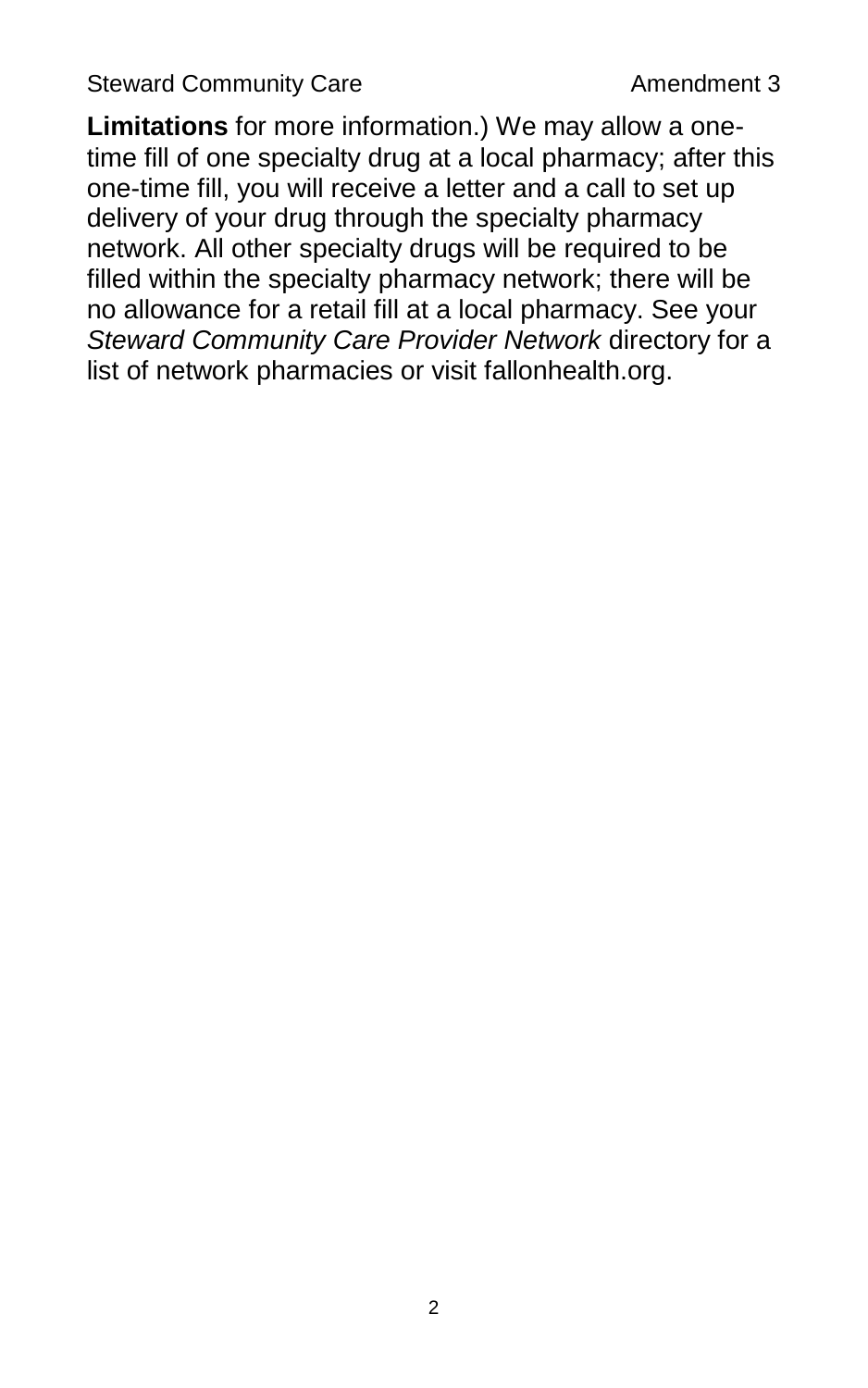**Limitations** for more information.) We may allow a one-time fill of one specialty drug at a local pharmacy; after this one-time fill, you will receive a letter and a call to set up delivery of your drug through the specialty pharmacy network. All other specialty drugs will be required to be filled within the specialty pharmacy network; there will be no allowance for a retail fill at a local pharmacy. See your *Steward Community Care Provider Network* directory for a list of network pharmacies or visit fallonhealth.org.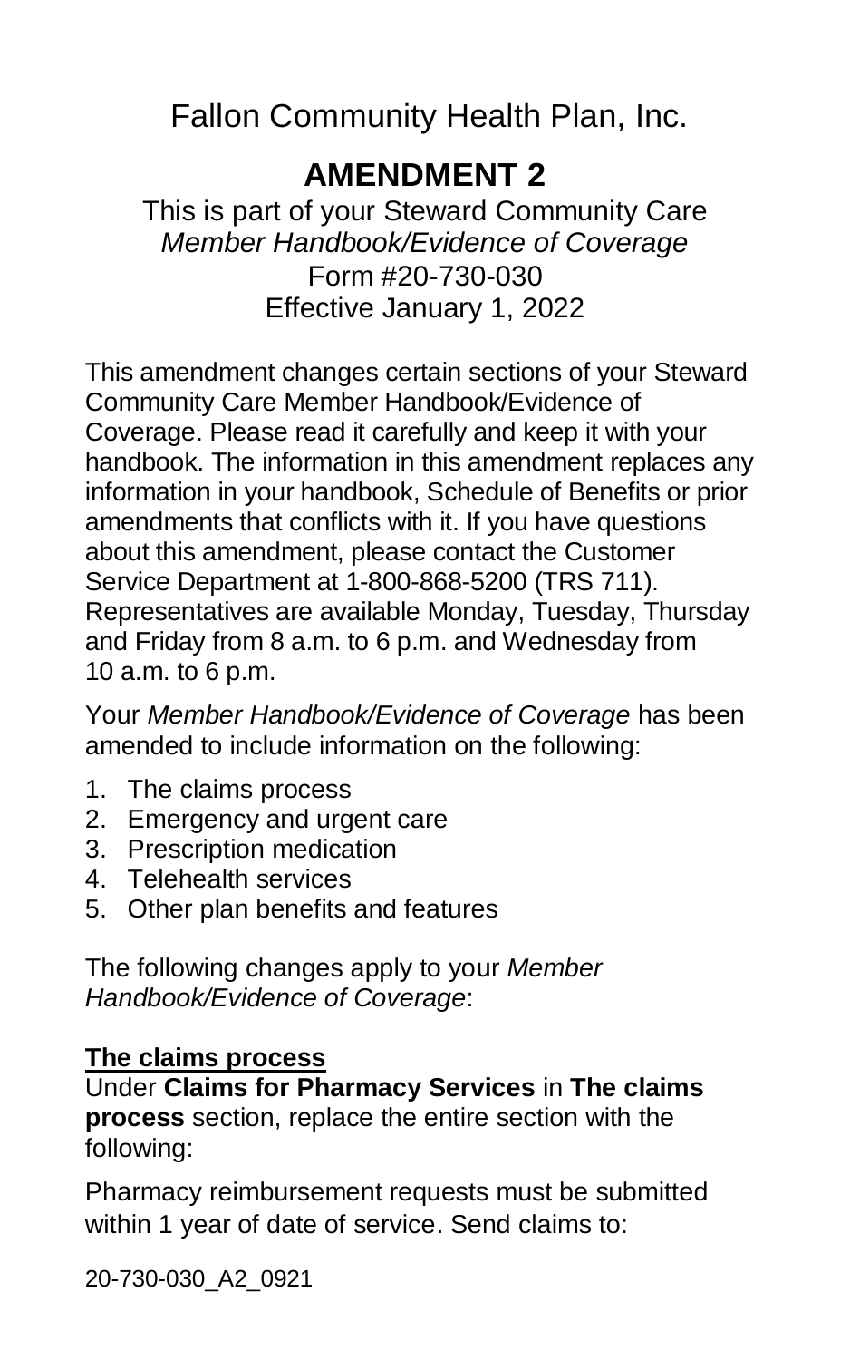Fallon Community Health Plan, Inc.

# AMENDMENT 2

This is part of your Steward Community Care *Member Handbook/Evidence of Coverage* Form #20-730-030 Effective January 1, 2022

This amendment changes certain sections of your Steward Community Care Member Handbook/Evidence of Coverage. Please read it carefully and keep it with your handbook. The information in this amendment replaces any information in your handbook, Schedule of Benefits or prior amendments that conflicts with it. If you have questions about this amendment, please contact the Customer Service Department at 1-800-868-5200 (TRS 711). Representatives are available Monday, Tuesday, Thursday and Friday from 8 a.m. to 6 p.m. and Wednesday from 10 a.m. to 6 p.m.

Your *Member Handbook/Evidence of Coverage* has been amended to include information on the following:

1. The claims process
2. Emergency and urgent care
3. Prescription medication
4. Telehealth services
5. Other plan benefits and features

The following changes apply to your *Member Handbook/Evidence of Coverage*:

## The claims process

Under **Claims for Pharmacy Services** in **The claims process** section, replace the entire section with the following:

Pharmacy reimbursement requests must be submitted within 1 year of date of service. Send claims to:

20-730-030_A2_0921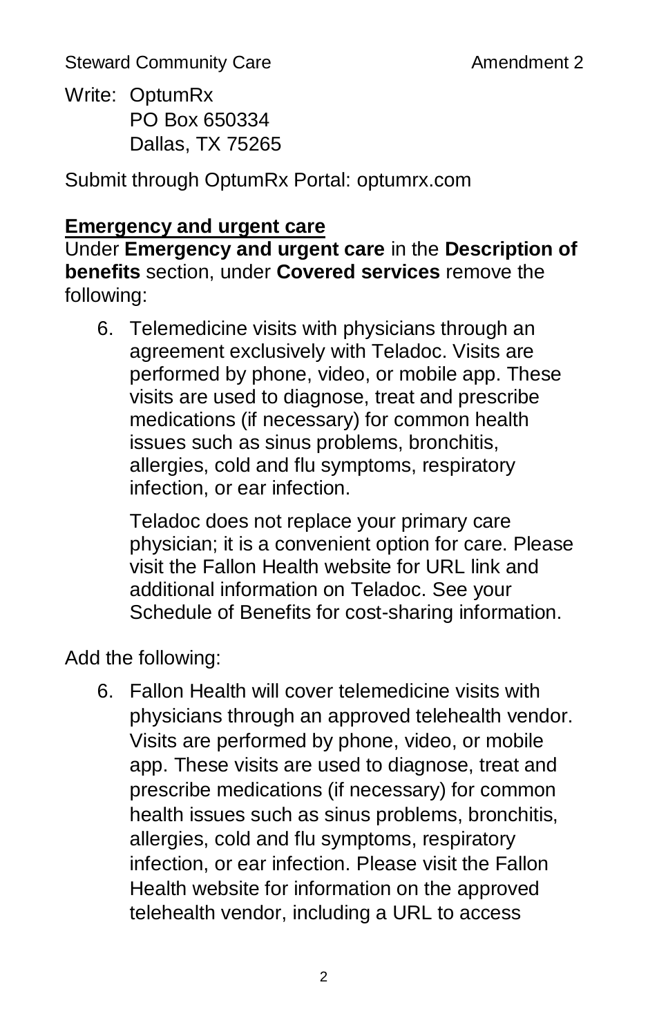Write: OptumRx
PO Box 650334
Dallas, TX 75265

Submit through OptumRx Portal: optumrx.com

**Emergency and urgent care**

Under **Emergency and urgent care** in the **Description of benefits** section, under **Covered services** remove the following:

6. Telemedicine visits with physicians through an agreement exclusively with Teladoc. Visits are performed by phone, video, or mobile app. These visits are used to diagnose, treat and prescribe medications (if necessary) for common health issues such as sinus problems, bronchitis, allergies, cold and flu symptoms, respiratory infection, or ear infection.

   Teladoc does not replace your primary care physician; it is a convenient option for care. Please visit the Fallon Health website for URL link and additional information on Teladoc. See your Schedule of Benefits for cost-sharing information.

Add the following:

6. Fallon Health will cover telemedicine visits with physicians through an approved telehealth vendor. Visits are performed by phone, video, or mobile app. These visits are used to diagnose, treat and prescribe medications (if necessary) for common health issues such as sinus problems, bronchitis, allergies, cold and flu symptoms, respiratory infection, or ear infection. Please visit the Fallon Health website for information on the approved telehealth vendor, including a URL to access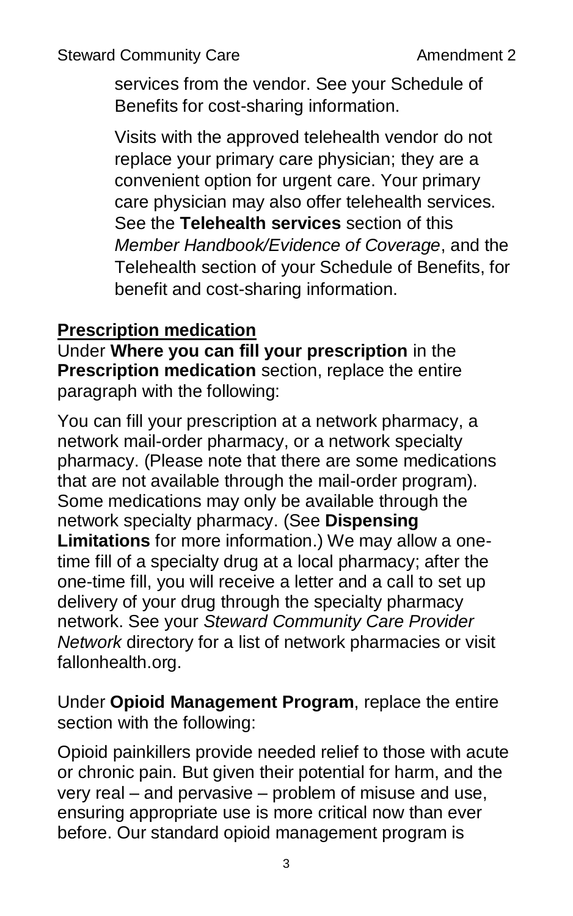services from the vendor. See your Schedule of Benefits for cost-sharing information.

Visits with the approved telehealth vendor do not replace your primary care physician; they are a convenient option for urgent care. Your primary care physician may also offer telehealth services. See the **Telehealth services** section of this *Member Handbook/Evidence of Coverage*, and the Telehealth section of your Schedule of Benefits, for benefit and cost-sharing information.

## Prescription medication

Under **Where you can fill your prescription** in the **Prescription medication** section, replace the entire paragraph with the following:

You can fill your prescription at a network pharmacy, a network mail-order pharmacy, or a network specialty pharmacy. (Please note that there are some medications that are not available through the mail-order program). Some medications may only be available through the network specialty pharmacy. (See **Dispensing Limitations** for more information.) We may allow a one-time fill of a specialty drug at a local pharmacy; after the one-time fill, you will receive a letter and a call to set up delivery of your drug through the specialty pharmacy network. See your *Steward Community Care Provider Network* directory for a list of network pharmacies or visit fallonhealth.org.

Under **Opioid Management Program**, replace the entire section with the following:

Opioid painkillers provide needed relief to those with acute or chronic pain. But given their potential for harm, and the very real – and pervasive – problem of misuse and use, ensuring appropriate use is more critical now than ever before. Our standard opioid management program is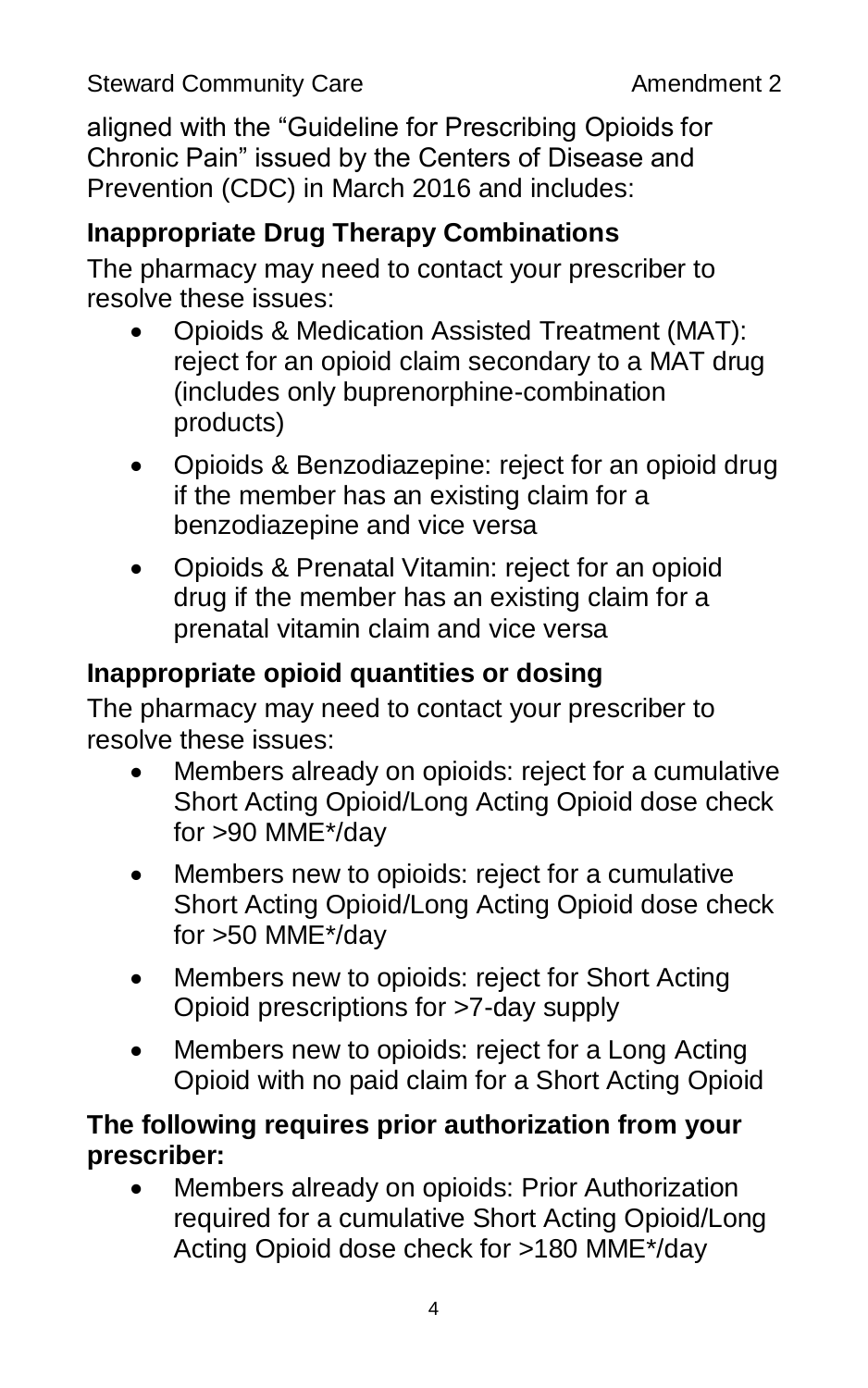aligned with the "Guideline for Prescribing Opioids for Chronic Pain" issued by the Centers of Disease and Prevention (CDC) in March 2016 and includes:

### Inappropriate Drug Therapy Combinations

The pharmacy may need to contact your prescriber to resolve these issues:

- Opioids & Medication Assisted Treatment (MAT): reject for an opioid claim secondary to a MAT drug (includes only buprenorphine-combination products)
- Opioids & Benzodiazepine: reject for an opioid drug if the member has an existing claim for a benzodiazepine and vice versa
- Opioids & Prenatal Vitamin: reject for an opioid drug if the member has an existing claim for a prenatal vitamin claim and vice versa

### Inappropriate opioid quantities or dosing

The pharmacy may need to contact your prescriber to resolve these issues:

- Members already on opioids: reject for a cumulative Short Acting Opioid/Long Acting Opioid dose check for >90 MME*/day
- Members new to opioids: reject for a cumulative Short Acting Opioid/Long Acting Opioid dose check for >50 MME*/day
- Members new to opioids: reject for Short Acting Opioid prescriptions for >7-day supply
- Members new to opioids: reject for a Long Acting Opioid with no paid claim for a Short Acting Opioid

### The following requires prior authorization from your prescriber:

- Members already on opioids: Prior Authorization required for a cumulative Short Acting Opioid/Long Acting Opioid dose check for >180 MME*/day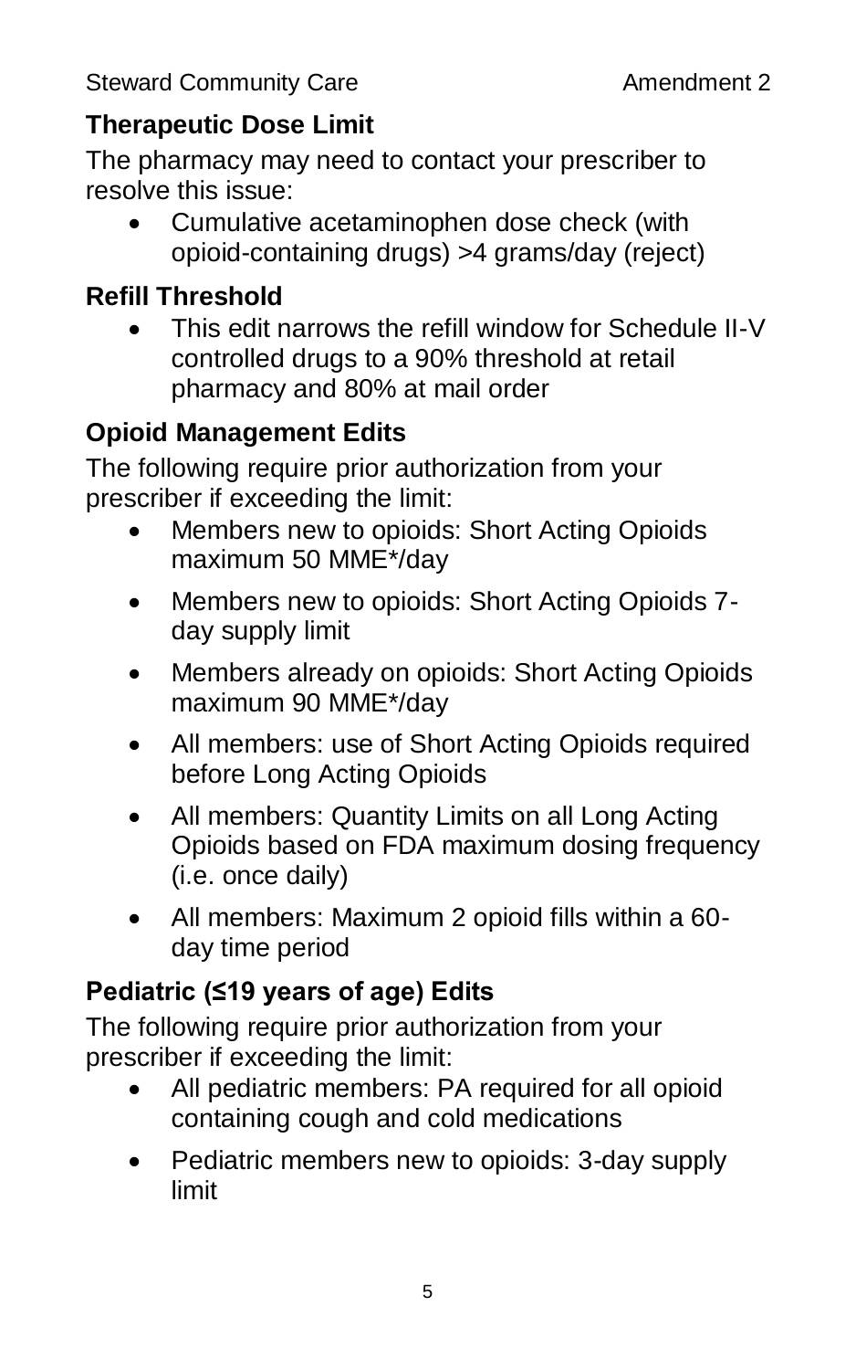## Therapeutic Dose Limit

The pharmacy may need to contact your prescriber to resolve this issue:

- Cumulative acetaminophen dose check (with opioid-containing drugs) >4 grams/day (reject)

## Refill Threshold

- This edit narrows the refill window for Schedule II-V controlled drugs to a 90% threshold at retail pharmacy and 80% at mail order

## Opioid Management Edits

The following require prior authorization from your prescriber if exceeding the limit:

- Members new to opioids: Short Acting Opioids maximum 50 MME*/day
- Members new to opioids: Short Acting Opioids 7-day supply limit
- Members already on opioids: Short Acting Opioids maximum 90 MME*/day
- All members: use of Short Acting Opioids required before Long Acting Opioids
- All members: Quantity Limits on all Long Acting Opioids based on FDA maximum dosing frequency (i.e. once daily)
- All members: Maximum 2 opioid fills within a 60-day time period

## Pediatric (≤19 years of age) Edits

The following require prior authorization from your prescriber if exceeding the limit:

- All pediatric members: PA required for all opioid containing cough and cold medications
- Pediatric members new to opioids: 3-day supply limit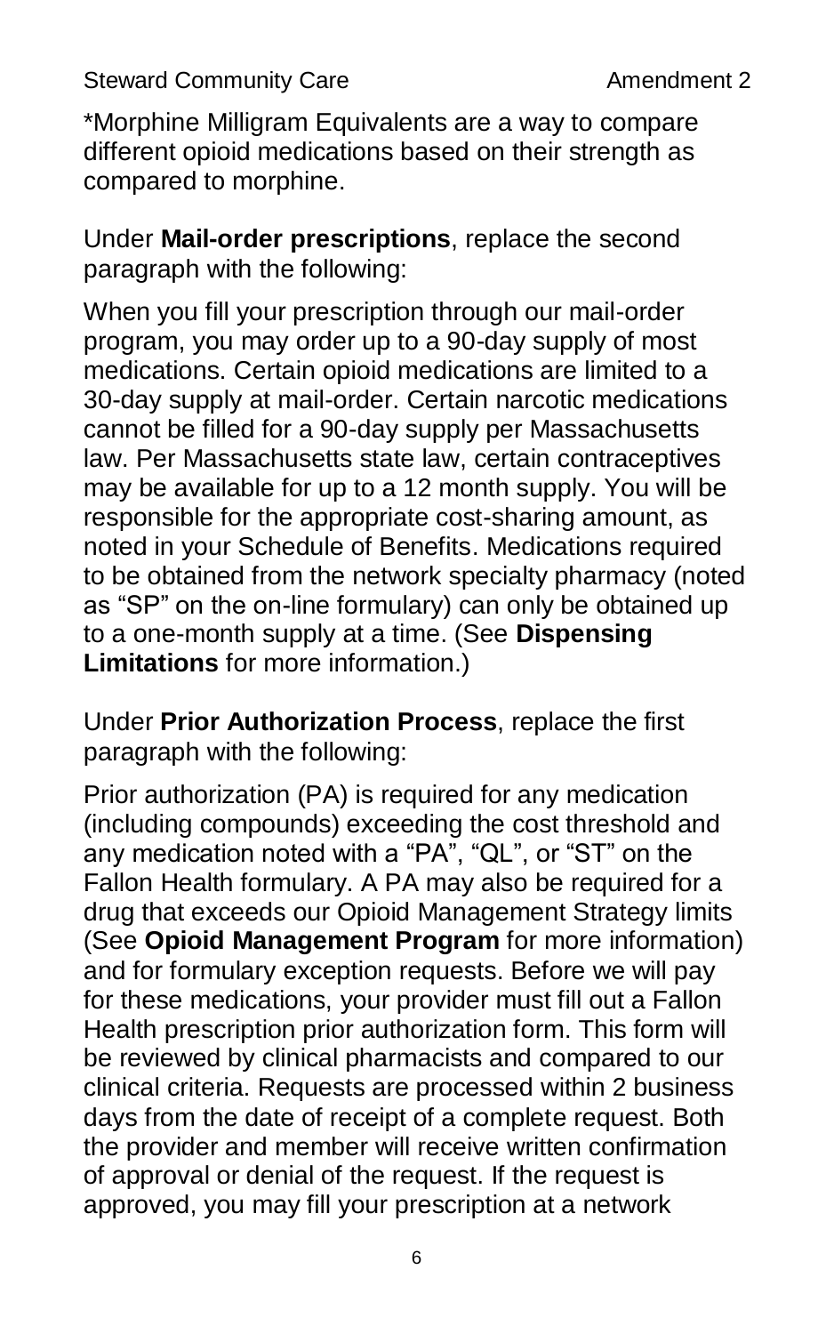*Morphine Milligram Equivalents are a way to compare different opioid medications based on their strength as compared to morphine.

Under **Mail-order prescriptions**, replace the second paragraph with the following:

When you fill your prescription through our mail-order program, you may order up to a 90-day supply of most medications. Certain opioid medications are limited to a 30-day supply at mail-order. Certain narcotic medications cannot be filled for a 90-day supply per Massachusetts law. Per Massachusetts state law, certain contraceptives may be available for up to a 12 month supply. You will be responsible for the appropriate cost-sharing amount, as noted in your Schedule of Benefits. Medications required to be obtained from the network specialty pharmacy (noted as "SP" on the on-line formulary) can only be obtained up to a one-month supply at a time. (See **Dispensing Limitations** for more information.)

Under **Prior Authorization Process**, replace the first paragraph with the following:

Prior authorization (PA) is required for any medication (including compounds) exceeding the cost threshold and any medication noted with a "PA", "QL", or "ST" on the Fallon Health formulary. A PA may also be required for a drug that exceeds our Opioid Management Strategy limits (See **Opioid Management Program** for more information) and for formulary exception requests. Before we will pay for these medications, your provider must fill out a Fallon Health prescription prior authorization form. This form will be reviewed by clinical pharmacists and compared to our clinical criteria. Requests are processed within 2 business days from the date of receipt of a complete request. Both the provider and member will receive written confirmation of approval or denial of the request. If the request is approved, you may fill your prescription at a network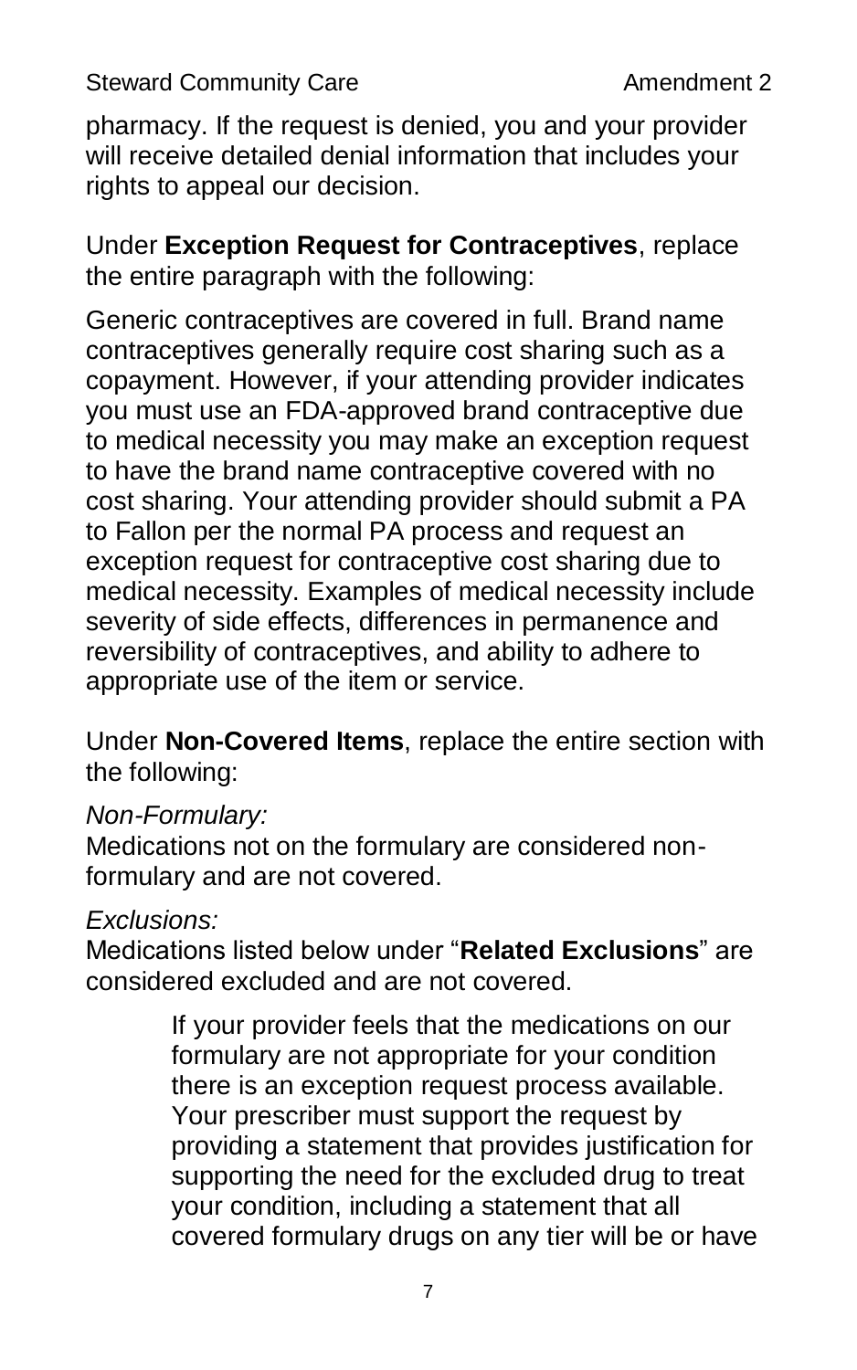pharmacy. If the request is denied, you and your provider will receive detailed denial information that includes your rights to appeal our decision.

Under **Exception Request for Contraceptives**, replace the entire paragraph with the following:

Generic contraceptives are covered in full. Brand name contraceptives generally require cost sharing such as a copayment. However, if your attending provider indicates you must use an FDA-approved brand contraceptive due to medical necessity you may make an exception request to have the brand name contraceptive covered with no cost sharing. Your attending provider should submit a PA to Fallon per the normal PA process and request an exception request for contraceptive cost sharing due to medical necessity. Examples of medical necessity include severity of side effects, differences in permanence and reversibility of contraceptives, and ability to adhere to appropriate use of the item or service.

Under **Non-Covered Items**, replace the entire section with the following:

*Non-Formulary:*
Medications not on the formulary are considered non-formulary and are not covered.

*Exclusions:*
Medications listed below under "**Related Exclusions**" are considered excluded and are not covered.

> If your provider feels that the medications on our formulary are not appropriate for your condition there is an exception request process available. Your prescriber must support the request by providing a statement that provides justification for supporting the need for the excluded drug to treat your condition, including a statement that all covered formulary drugs on any tier will be or have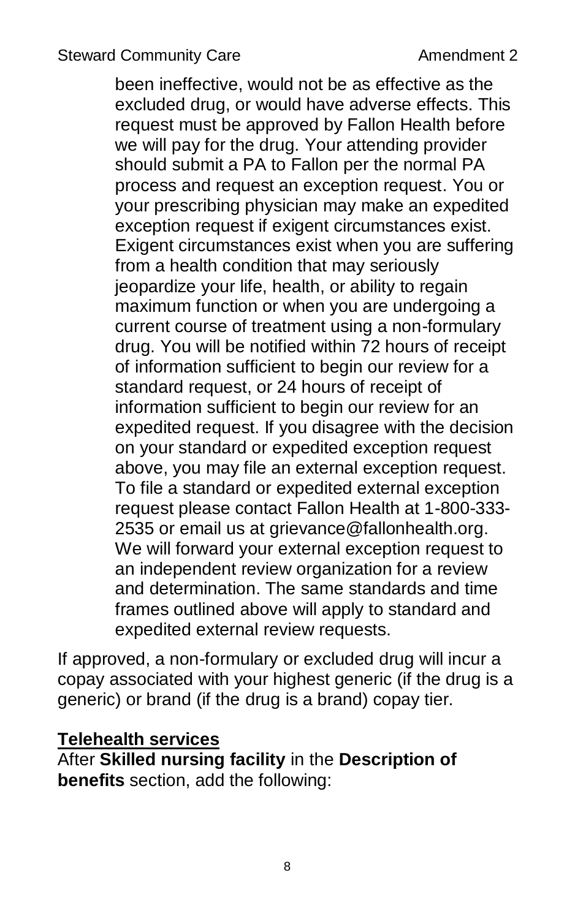been ineffective, would not be as effective as the excluded drug, or would have adverse effects. This request must be approved by Fallon Health before we will pay for the drug. Your attending provider should submit a PA to Fallon per the normal PA process and request an exception request. You or your prescribing physician may make an expedited exception request if exigent circumstances exist. Exigent circumstances exist when you are suffering from a health condition that may seriously jeopardize your life, health, or ability to regain maximum function or when you are undergoing a current course of treatment using a non-formulary drug. You will be notified within 72 hours of receipt of information sufficient to begin our review for a standard request, or 24 hours of receipt of information sufficient to begin our review for an expedited request. If you disagree with the decision on your standard or expedited exception request above, you may file an external exception request. To file a standard or expedited external exception request please contact Fallon Health at 1-800-333-2535 or email us at grievance@fallonhealth.org. We will forward your external exception request to an independent review organization for a review and determination. The same standards and time frames outlined above will apply to standard and expedited external review requests.

If approved, a non-formulary or excluded drug will incur a copay associated with your highest generic (if the drug is a generic) or brand (if the drug is a brand) copay tier.

## Telehealth services

After **Skilled nursing facility** in the **Description of benefits** section, add the following: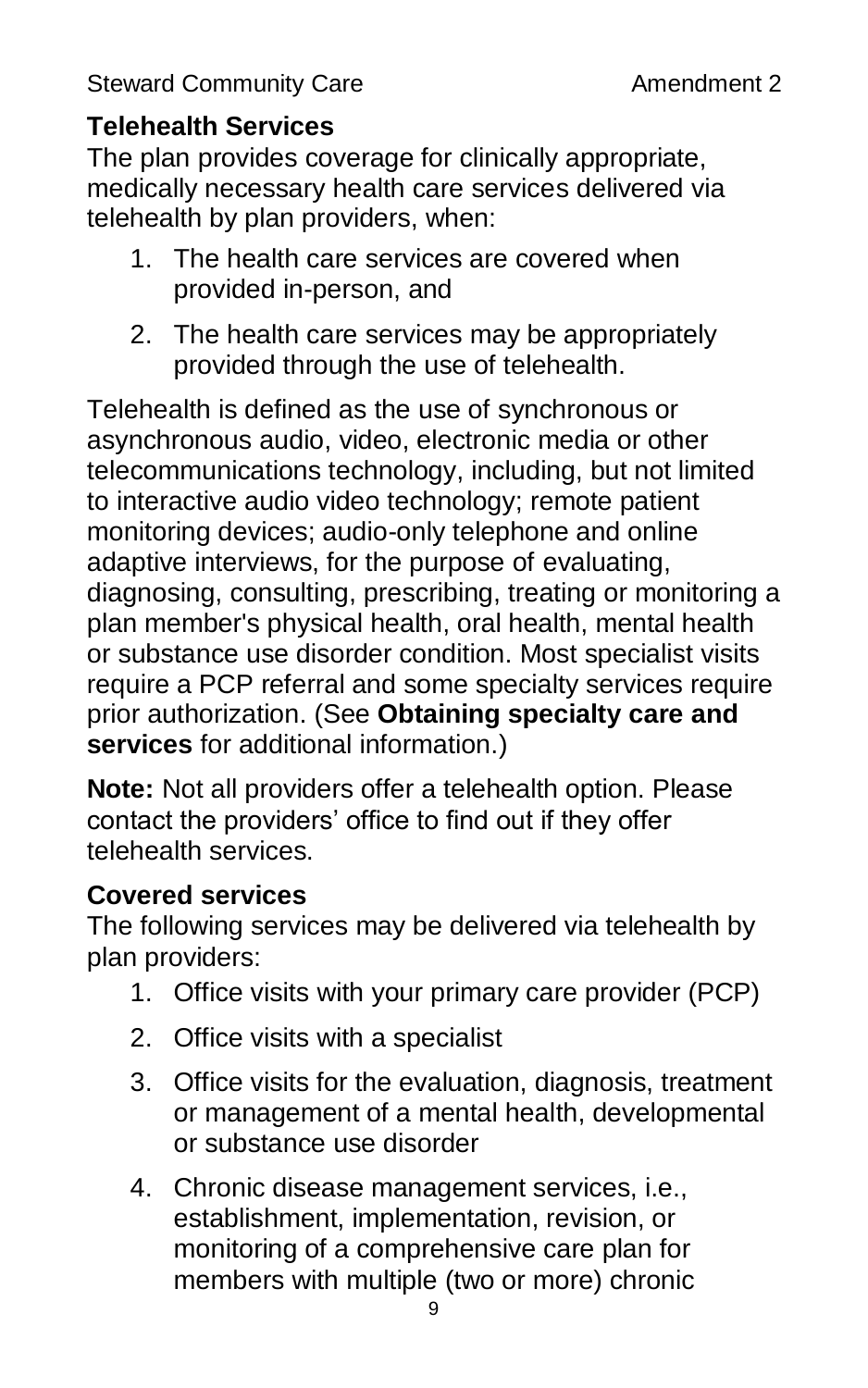## Telehealth Services

The plan provides coverage for clinically appropriate, medically necessary health care services delivered via telehealth by plan providers, when:

1. The health care services are covered when provided in-person, and
2. The health care services may be appropriately provided through the use of telehealth.

Telehealth is defined as the use of synchronous or asynchronous audio, video, electronic media or other telecommunications technology, including, but not limited to interactive audio video technology; remote patient monitoring devices; audio-only telephone and online adaptive interviews, for the purpose of evaluating, diagnosing, consulting, prescribing, treating or monitoring a plan member's physical health, oral health, mental health or substance use disorder condition. Most specialist visits require a PCP referral and some specialty services require prior authorization. (See **Obtaining specialty care and services** for additional information.)

**Note:** Not all providers offer a telehealth option. Please contact the providers' office to find out if they offer telehealth services.

## Covered services

The following services may be delivered via telehealth by plan providers:

1. Office visits with your primary care provider (PCP)
2. Office visits with a specialist
3. Office visits for the evaluation, diagnosis, treatment or management of a mental health, developmental or substance use disorder
4. Chronic disease management services, i.e., establishment, implementation, revision, or monitoring of a comprehensive care plan for members with multiple (two or more) chronic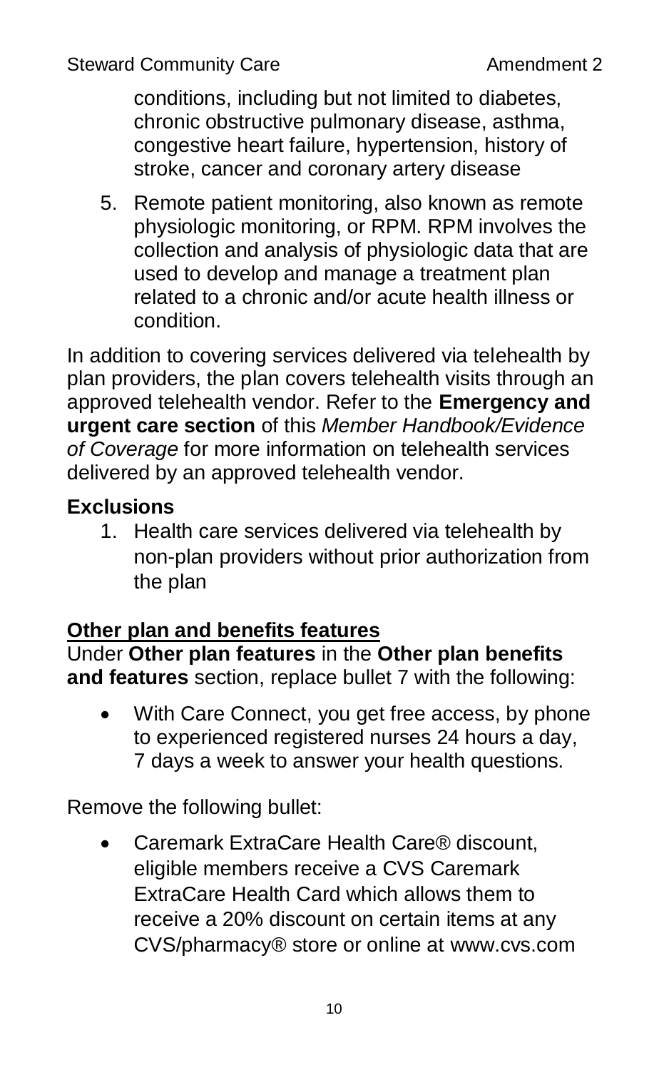conditions, including but not limited to diabetes, chronic obstructive pulmonary disease, asthma, congestive heart failure, hypertension, history of stroke, cancer and coronary artery disease

5. Remote patient monitoring, also known as remote physiologic monitoring, or RPM. RPM involves the collection and analysis of physiologic data that are used to develop and manage a treatment plan related to a chronic and/or acute health illness or condition.

In addition to covering services delivered via telehealth by plan providers, the plan covers telehealth visits through an approved telehealth vendor. Refer to the **Emergency and urgent care section** of this *Member Handbook/Evidence of Coverage* for more information on telehealth services delivered by an approved telehealth vendor.

### Exclusions

1. Health care services delivered via telehealth by non-plan providers without prior authorization from the plan

## Other plan and benefits features

Under **Other plan features** in the **Other plan benefits and features** section, replace bullet 7 with the following:

- With Care Connect, you get free access, by phone to experienced registered nurses 24 hours a day, 7 days a week to answer your health questions.

Remove the following bullet:

- Caremark ExtraCare Health Care® discount, eligible members receive a CVS Caremark ExtraCare Health Card which allows them to receive a 20% discount on certain items at any CVS/pharmacy® store or online at www.cvs.com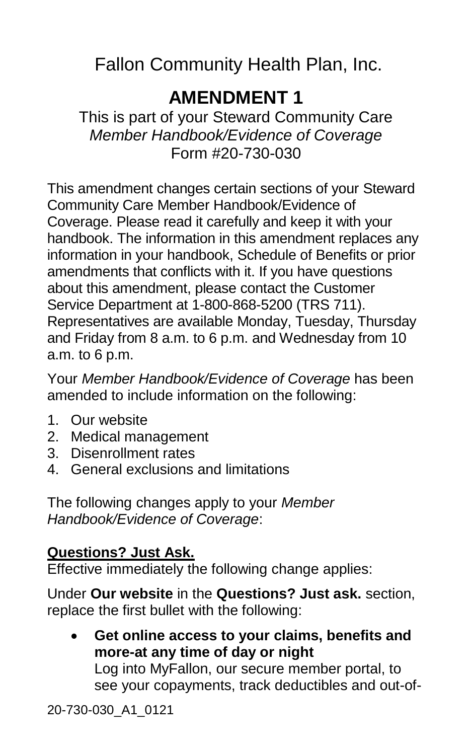# Fallon Community Health Plan, Inc.

## AMENDMENT 1

This is part of your Steward Community Care *Member Handbook/Evidence of Coverage* Form #20-730-030

This amendment changes certain sections of your Steward Community Care Member Handbook/Evidence of Coverage. Please read it carefully and keep it with your handbook. The information in this amendment replaces any information in your handbook, Schedule of Benefits or prior amendments that conflicts with it. If you have questions about this amendment, please contact the Customer Service Department at 1-800-868-5200 (TRS 711). Representatives are available Monday, Tuesday, Thursday and Friday from 8 a.m. to 6 p.m. and Wednesday from 10 a.m. to 6 p.m.

Your *Member Handbook/Evidence of Coverage* has been amended to include information on the following:

1. Our website
2. Medical management
3. Disenrollment rates
4. General exclusions and limitations

The following changes apply to your *Member Handbook/Evidence of Coverage*:

**Questions? Just Ask.**

Effective immediately the following change applies:

Under **Our website** in the **Questions? Just ask.** section, replace the first bullet with the following:

- **Get online access to your claims, benefits and more-at any time of day or night**
  Log into MyFallon, our secure member portal, to see your copayments, track deductibles and out-of-

20-730-030_A1_0121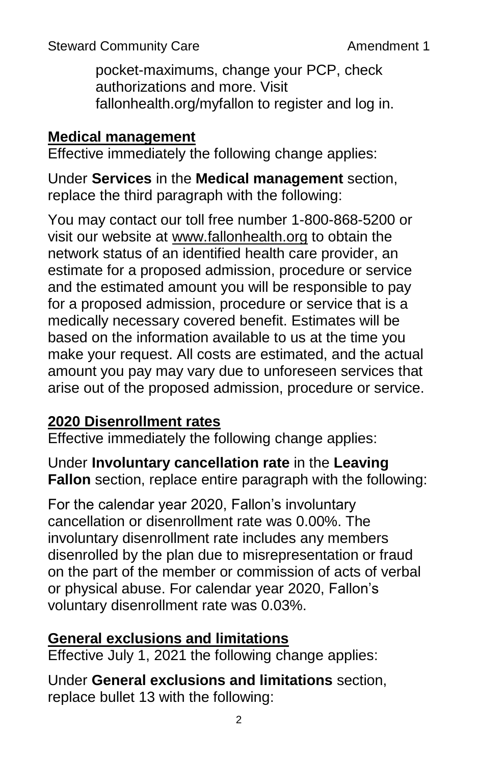pocket-maximums, change your PCP, check authorizations and more. Visit fallonhealth.org/myfallon to register and log in.

## Medical management

Effective immediately the following change applies:

Under **Services** in the **Medical management** section, replace the third paragraph with the following:

You may contact our toll free number 1-800-868-5200 or visit our website at www.fallonhealth.org to obtain the network status of an identified health care provider, an estimate for a proposed admission, procedure or service and the estimated amount you will be responsible to pay for a proposed admission, procedure or service that is a medically necessary covered benefit. Estimates will be based on the information available to us at the time you make your request. All costs are estimated, and the actual amount you pay may vary due to unforeseen services that arise out of the proposed admission, procedure or service.

## 2020 Disenrollment rates

Effective immediately the following change applies:

Under **Involuntary cancellation rate** in the **Leaving Fallon** section, replace entire paragraph with the following:

For the calendar year 2020, Fallon's involuntary cancellation or disenrollment rate was 0.00%. The involuntary disenrollment rate includes any members disenrolled by the plan due to misrepresentation or fraud on the part of the member or commission of acts of verbal or physical abuse. For calendar year 2020, Fallon's voluntary disenrollment rate was 0.03%.

## General exclusions and limitations

Effective July 1, 2021 the following change applies:

Under **General exclusions and limitations** section, replace bullet 13 with the following: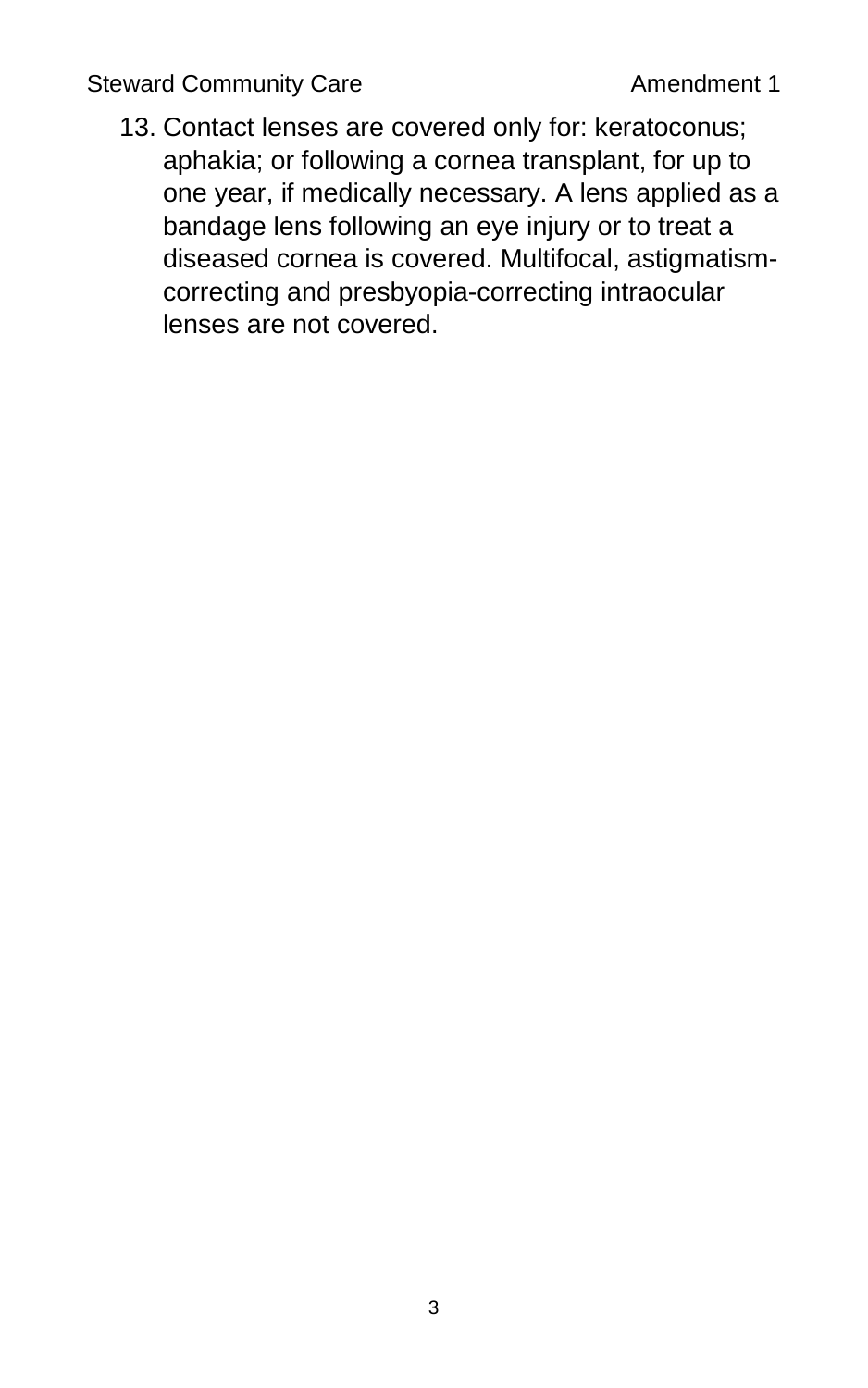13. Contact lenses are covered only for: keratoconus; aphakia; or following a cornea transplant, for up to one year, if medically necessary. A lens applied as a bandage lens following an eye injury or to treat a diseased cornea is covered. Multifocal, astigmatism-correcting and presbyopia-correcting intraocular lenses are not covered.